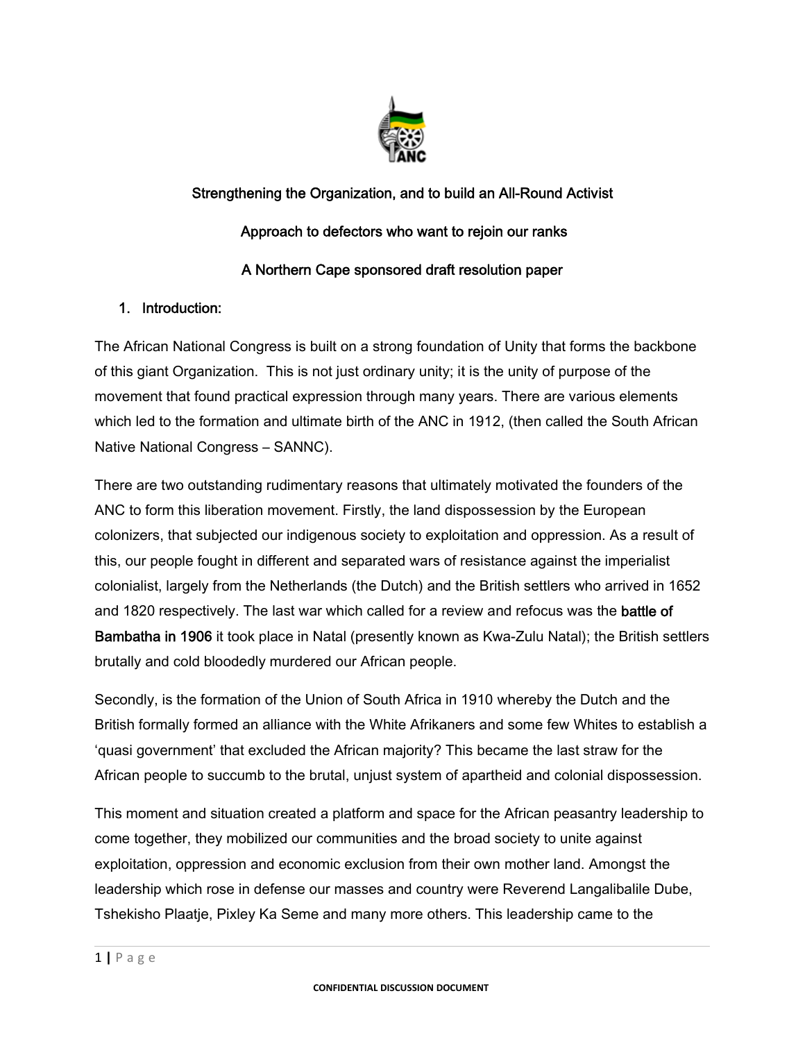## Strengthening the Organization, and to build an All-Round Activist

## Approach to defectors who want to rejoin our ranks

## A Northern Cape sponsored draft resolution paper

1. **Introduction:**

The African National Congress is built on a strong foundation of Unity that forms the backbone of this giant Organization. This is not just ordinary unity; it is the unity of purpose of the movement that found practical expression through many years. There are various elements which led to the formation and ultimate birth of the ANC in 1912, (then called the South African Native National Congress – SANNC).

There are two outstanding rudimentary reasons that ultimately motivated the founders of the ANC to form this liberation movement. Firstly, the land dispossession by the European colonizers, that subjected our indigenous society to exploitation and oppression. As a result of this, our people fought in different and separated wars of resistance against the imperialist colonialist, largely from the Netherlands (the Dutch) and the British settlers who arrived in 1652 and 1820 respectively. The last war which called for a review and refocus was the **battle of Bambatha in 1906** it took place in Natal (presently known as Kwa-Zulu Natal); the British settlers brutally and cold bloodedly murdered our African people.

Secondly, is the formation of the Union of South Africa in 1910 whereby the Dutch and the British formally formed an alliance with the White Afrikaners and some few Whites to establish a 'quasi government' that excluded the African majority? This became the last straw for the African people to succumb to the brutal, unjust system of apartheid and colonial dispossession.

This moment and situation created a platform and space for the African peasantry leadership to come together, they mobilized our communities and the broad society to unite against exploitation, oppression and economic exclusion from their own mother land. Amongst the leadership which rose in defense our masses and country were Reverend Langalibalile Dube, Tshekisho Plaatje, Pixley Ka Seme and many more others. This leadership came to the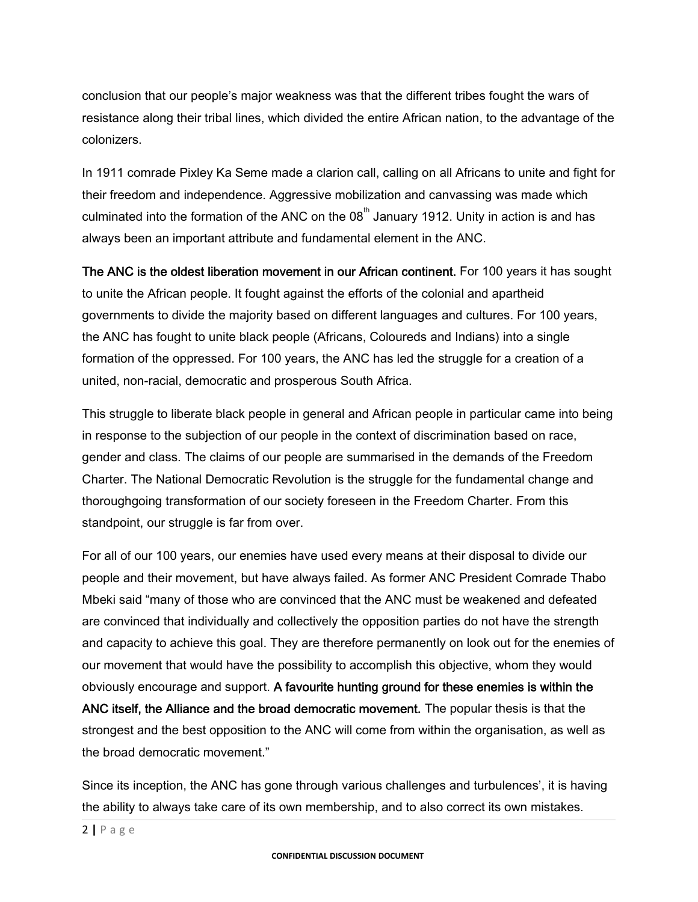conclusion that our people's major weakness was that the different tribes fought the wars of resistance along their tribal lines, which divided the entire African nation, to the advantage of the colonizers.

In 1911 comrade Pixley Ka Seme made a clarion call, calling on all Africans to unite and fight for their freedom and independence. Aggressive mobilization and canvassing was made which culminated into the formation of the ANC on the 08th January 1912. Unity in action is and has always been an important attribute and fundamental element in the ANC.

**The ANC is the oldest liberation movement in our African continent.** For 100 years it has sought to unite the African people. It fought against the efforts of the colonial and apartheid governments to divide the majority based on different languages and cultures. For 100 years, the ANC has fought to unite black people (Africans, Coloureds and Indians) into a single formation of the oppressed. For 100 years, the ANC has led the struggle for a creation of a united, non-racial, democratic and prosperous South Africa.

This struggle to liberate black people in general and African people in particular came into being in response to the subjection of our people in the context of discrimination based on race, gender and class. The claims of our people are summarised in the demands of the Freedom Charter. The National Democratic Revolution is the struggle for the fundamental change and thoroughgoing transformation of our society foreseen in the Freedom Charter. From this standpoint, our struggle is far from over.

For all of our 100 years, our enemies have used every means at their disposal to divide our people and their movement, but have always failed. As former ANC President Comrade Thabo Mbeki said "many of those who are convinced that the ANC must be weakened and defeated are convinced that individually and collectively the opposition parties do not have the strength and capacity to achieve this goal. They are therefore permanently on look out for the enemies of our movement that would have the possibility to accomplish this objective, whom they would obviously encourage and support. **A favourite hunting ground for these enemies is within the ANC itself, the Alliance and the broad democratic movement.** The popular thesis is that the strongest and the best opposition to the ANC will come from within the organisation, as well as the broad democratic movement."

Since its inception, the ANC has gone through various challenges and turbulences', it is having the ability to always take care of its own membership, and to also correct its own mistakes.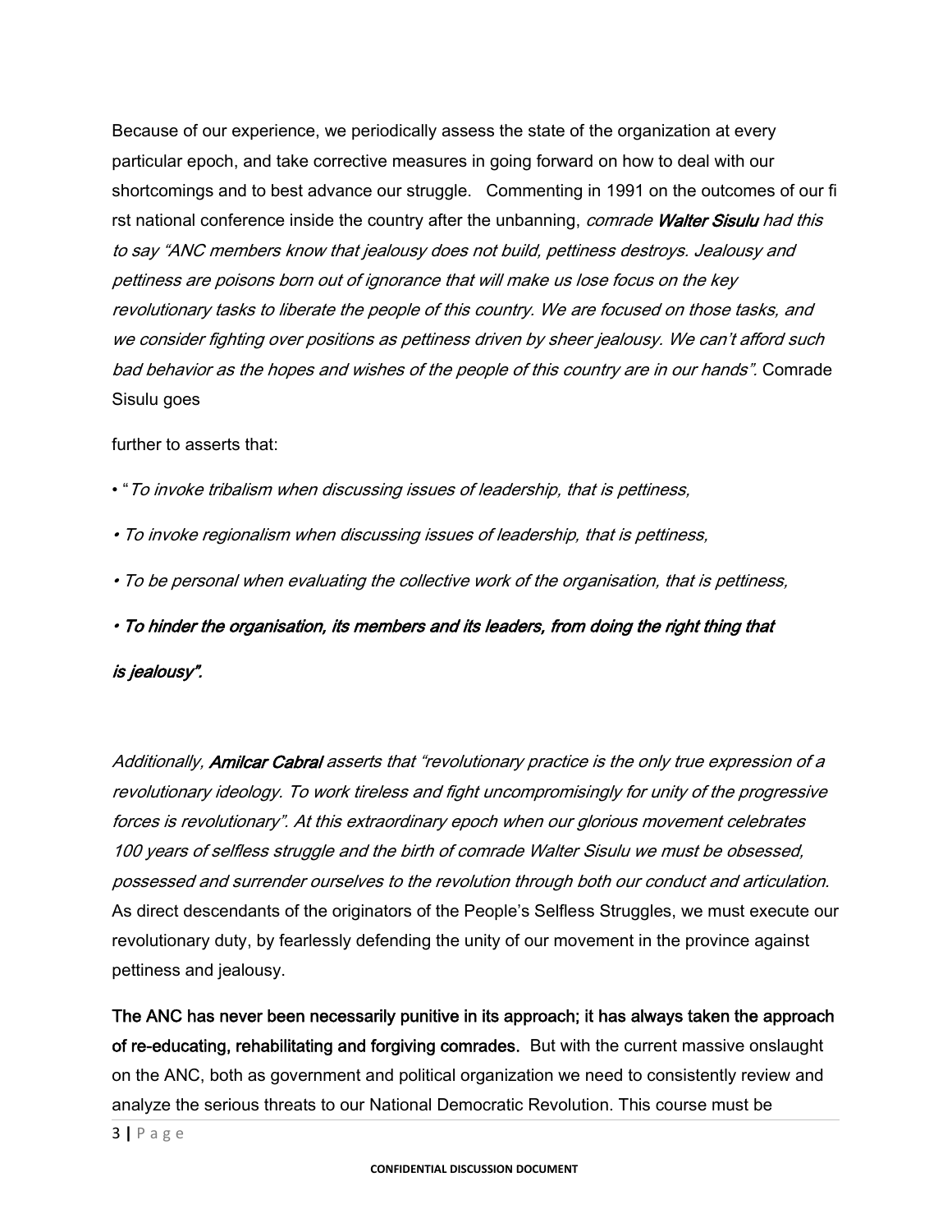Because of our experience, we periodically assess the state of the organization at every particular epoch, and take corrective measures in going forward on how to deal with our shortcomings and to best advance our struggle. Commenting in 1991 on the outcomes of our first national conference inside the country after the unbanning, *comrade **Walter Sisulu** had this to say "ANC members know that jealousy does not build, pettiness destroys. Jealousy and pettiness are poisons born out of ignorance that will make us lose focus on the key revolutionary tasks to liberate the people of this country. We are focused on those tasks, and we consider fighting over positions as pettiness driven by sheer jealousy. We can't afford such bad behavior as the hopes and wishes of the people of this country are in our hands".* Comrade Sisulu goes

further to asserts that:

- "*To invoke tribalism when discussing issues of leadership, that is pettiness,*
- *To invoke regionalism when discussing issues of leadership, that is pettiness,*
- *To be personal when evaluating the collective work of the organisation, that is pettiness,*
- ***To hinder the organisation, its members and its leaders, from doing the right thing that is jealousy".***

*Additionally, **Amilcar Cabral** asserts that "revolutionary practice is the only true expression of a revolutionary ideology. To work tireless and fight uncompromisingly for unity of the progressive forces is revolutionary". At this extraordinary epoch when our glorious movement celebrates 100 years of selfless struggle and the birth of comrade Walter Sisulu we must be obsessed, possessed and surrender ourselves to the revolution through both our conduct and articulation.* As direct descendants of the originators of the People's Selfless Struggles, we must execute our revolutionary duty, by fearlessly defending the unity of our movement in the province against pettiness and jealousy.

**The ANC has never been necessarily punitive in its approach; it has always taken the approach of re-educating, rehabilitating and forgiving comrades.** But with the current massive onslaught on the ANC, both as government and political organization we need to consistently review and analyze the serious threats to our National Democratic Revolution. This course must be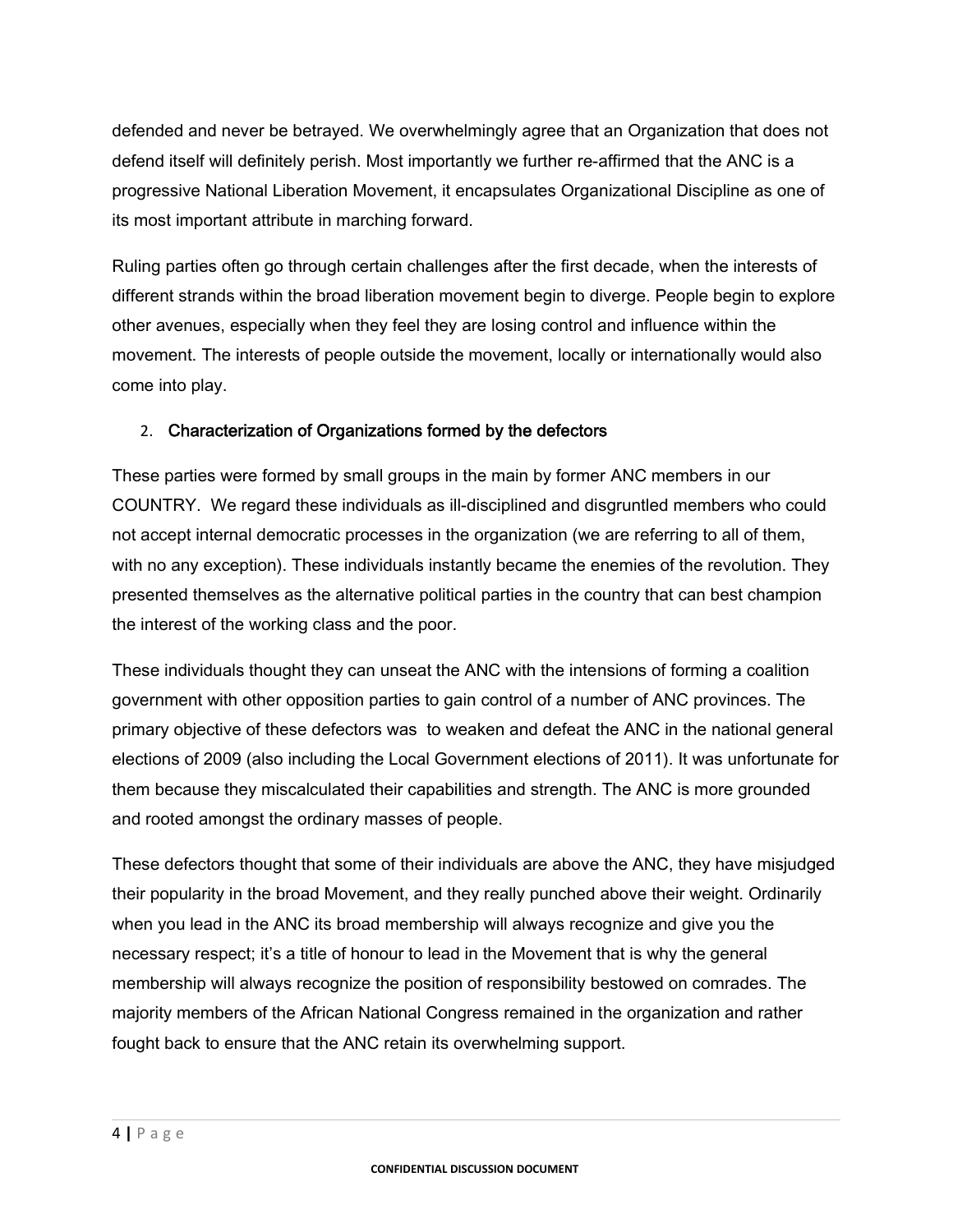defended and never be betrayed. We overwhelmingly agree that an Organization that does not defend itself will definitely perish. Most importantly we further re-affirmed that the ANC is a progressive National Liberation Movement, it encapsulates Organizational Discipline as one of its most important attribute in marching forward.

Ruling parties often go through certain challenges after the first decade, when the interests of different strands within the broad liberation movement begin to diverge. People begin to explore other avenues, especially when they feel they are losing control and influence within the movement. The interests of people outside the movement, locally or internationally would also come into play.

## 2. Characterization of Organizations formed by the defectors

These parties were formed by small groups in the main by former ANC members in our COUNTRY. We regard these individuals as ill-disciplined and disgruntled members who could not accept internal democratic processes in the organization (we are referring to all of them, with no any exception). These individuals instantly became the enemies of the revolution. They presented themselves as the alternative political parties in the country that can best champion the interest of the working class and the poor.

These individuals thought they can unseat the ANC with the intensions of forming a coalition government with other opposition parties to gain control of a number of ANC provinces. The primary objective of these defectors was to weaken and defeat the ANC in the national general elections of 2009 (also including the Local Government elections of 2011). It was unfortunate for them because they miscalculated their capabilities and strength. The ANC is more grounded and rooted amongst the ordinary masses of people.

These defectors thought that some of their individuals are above the ANC, they have misjudged their popularity in the broad Movement, and they really punched above their weight. Ordinarily when you lead in the ANC its broad membership will always recognize and give you the necessary respect; it's a title of honour to lead in the Movement that is why the general membership will always recognize the position of responsibility bestowed on comrades. The majority members of the African National Congress remained in the organization and rather fought back to ensure that the ANC retain its overwhelming support.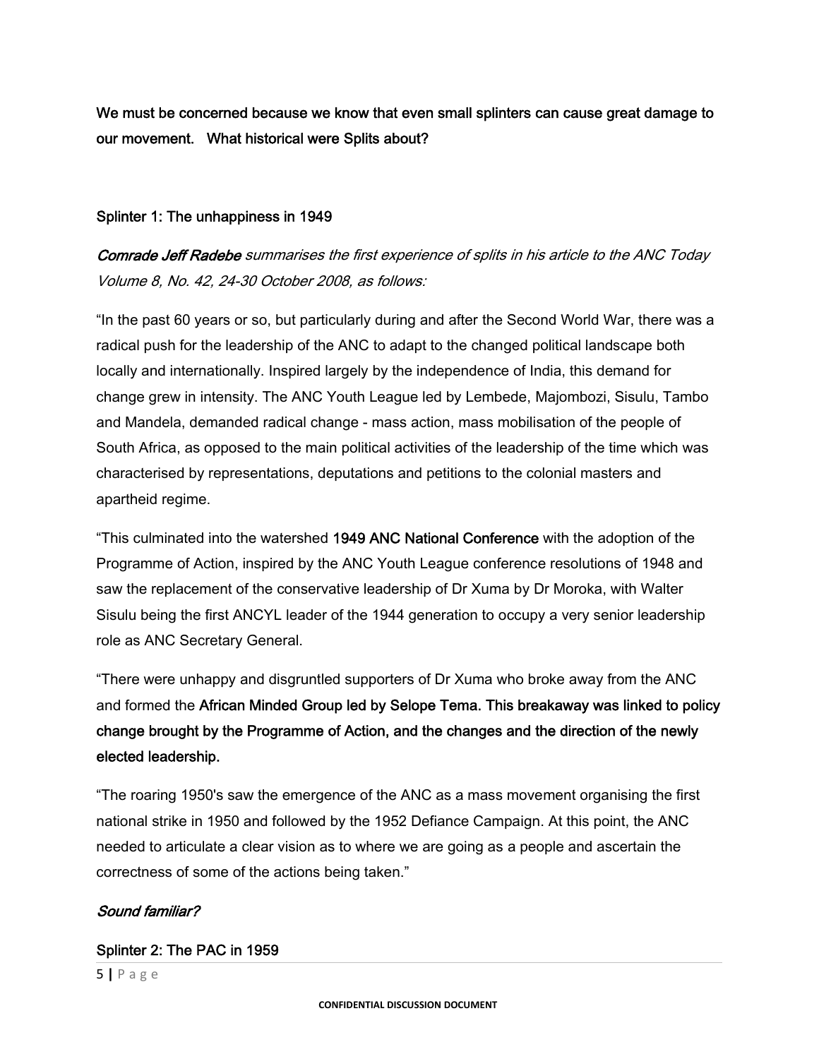**We must be concerned because we know that even small splinters can cause great damage to our movement. What historical were Splits about?**

### Splinter 1: The unhappiness in 1949

***Comrade Jeff Radebe*** *summarises the first experience of splits in his article to the ANC Today Volume 8, No. 42, 24-30 October 2008, as follows:*

"In the past 60 years or so, but particularly during and after the Second World War, there was a radical push for the leadership of the ANC to adapt to the changed political landscape both locally and internationally. Inspired largely by the independence of India, this demand for change grew in intensity. The ANC Youth League led by Lembede, Majombozi, Sisulu, Tambo and Mandela, demanded radical change - mass action, mass mobilisation of the people of South Africa, as opposed to the main political activities of the leadership of the time which was characterised by representations, deputations and petitions to the colonial masters and apartheid regime.

"This culminated into the watershed **1949 ANC National Conference** with the adoption of the Programme of Action, inspired by the ANC Youth League conference resolutions of 1948 and saw the replacement of the conservative leadership of Dr Xuma by Dr Moroka, with Walter Sisulu being the first ANCYL leader of the 1944 generation to occupy a very senior leadership role as ANC Secretary General.

"There were unhappy and disgruntled supporters of Dr Xuma who broke away from the ANC and formed the **African Minded Group led by Selope Tema. This breakaway was linked to policy change brought by the Programme of Action, and the changes and the direction of the newly elected leadership.**

"The roaring 1950's saw the emergence of the ANC as a mass movement organising the first national strike in 1950 and followed by the 1952 Defiance Campaign. At this point, the ANC needed to articulate a clear vision as to where we are going as a people and ascertain the correctness of some of the actions being taken."

***Sound familiar?***

### Splinter 2: The PAC in 1959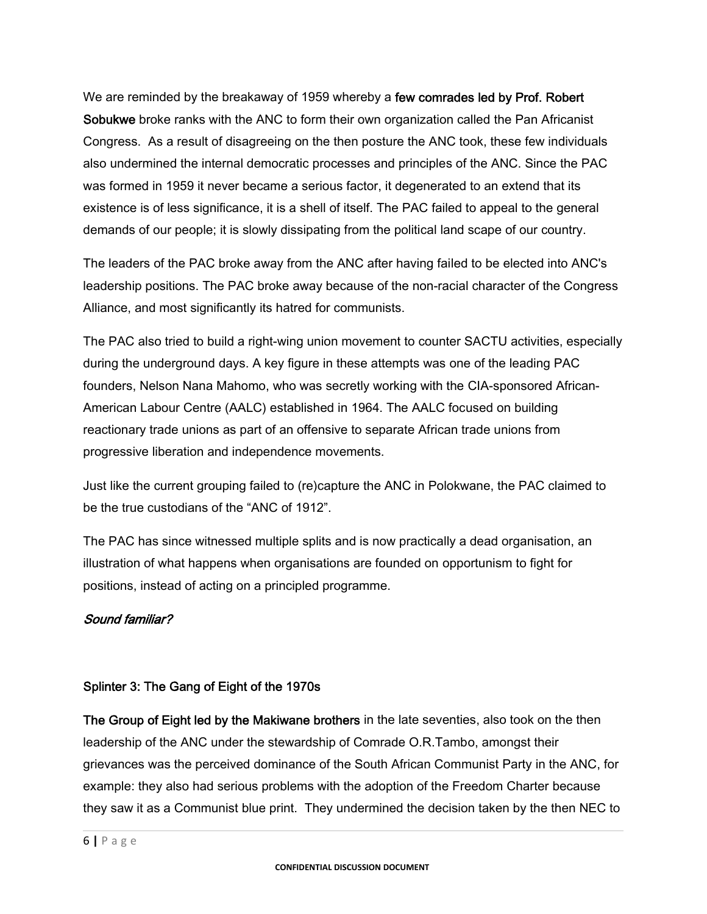We are reminded by the breakaway of 1959 whereby a **few comrades led by Prof. Robert Sobukwe** broke ranks with the ANC to form their own organization called the Pan Africanist Congress. As a result of disagreeing on the then posture the ANC took, these few individuals also undermined the internal democratic processes and principles of the ANC. Since the PAC was formed in 1959 it never became a serious factor, it degenerated to an extend that its existence is of less significance, it is a shell of itself. The PAC failed to appeal to the general demands of our people; it is slowly dissipating from the political land scape of our country.

The leaders of the PAC broke away from the ANC after having failed to be elected into ANC's leadership positions. The PAC broke away because of the non-racial character of the Congress Alliance, and most significantly its hatred for communists.

The PAC also tried to build a right-wing union movement to counter SACTU activities, especially during the underground days. A key figure in these attempts was one of the leading PAC founders, Nelson Nana Mahomo, who was secretly working with the CIA-sponsored African-American Labour Centre (AALC) established in 1964. The AALC focused on building reactionary trade unions as part of an offensive to separate African trade unions from progressive liberation and independence movements.

Just like the current grouping failed to (re)capture the ANC in Polokwane, the PAC claimed to be the true custodians of the "ANC of 1912".

The PAC has since witnessed multiple splits and is now practically a dead organisation, an illustration of what happens when organisations are founded on opportunism to fight for positions, instead of acting on a principled programme.

***Sound familiar?***

### Splinter 3: The Gang of Eight of the 1970s

**The Group of Eight led by the Makiwane brothers** in the late seventies, also took on the then leadership of the ANC under the stewardship of Comrade O.R.Tambo, amongst their grievances was the perceived dominance of the South African Communist Party in the ANC, for example: they also had serious problems with the adoption of the Freedom Charter because they saw it as a Communist blue print. They undermined the decision taken by the then NEC to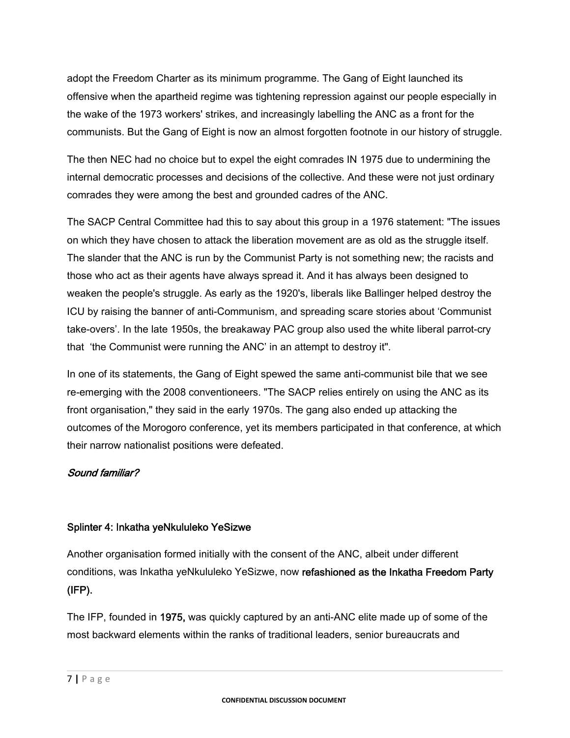adopt the Freedom Charter as its minimum programme. The Gang of Eight launched its offensive when the apartheid regime was tightening repression against our people especially in the wake of the 1973 workers' strikes, and increasingly labelling the ANC as a front for the communists. But the Gang of Eight is now an almost forgotten footnote in our history of struggle.

The then NEC had no choice but to expel the eight comrades IN 1975 due to undermining the internal democratic processes and decisions of the collective. And these were not just ordinary comrades they were among the best and grounded cadres of the ANC.

The SACP Central Committee had this to say about this group in a 1976 statement: "The issues on which they have chosen to attack the liberation movement are as old as the struggle itself. The slander that the ANC is run by the Communist Party is not something new; the racists and those who act as their agents have always spread it. And it has always been designed to weaken the people's struggle. As early as the 1920's, liberals like Ballinger helped destroy the ICU by raising the banner of anti-Communism, and spreading scare stories about 'Communist take-overs'. In the late 1950s, the breakaway PAC group also used the white liberal parrot-cry that 'the Communist were running the ANC' in an attempt to destroy it".

In one of its statements, the Gang of Eight spewed the same anti-communist bile that we see re-emerging with the 2008 conventioneers. "The SACP relies entirely on using the ANC as its front organisation," they said in the early 1970s. The gang also ended up attacking the outcomes of the Morogoro conference, yet its members participated in that conference, at which their narrow nationalist positions were defeated.

*Sound familiar?*

## Splinter 4: Inkatha yeNkululeko YeSizwe

Another organisation formed initially with the consent of the ANC, albeit under different conditions, was Inkatha yeNkululeko YeSizwe, now refashioned as the Inkatha Freedom Party (IFP).

The IFP, founded in 1975, was quickly captured by an anti-ANC elite made up of some of the most backward elements within the ranks of traditional leaders, senior bureaucrats and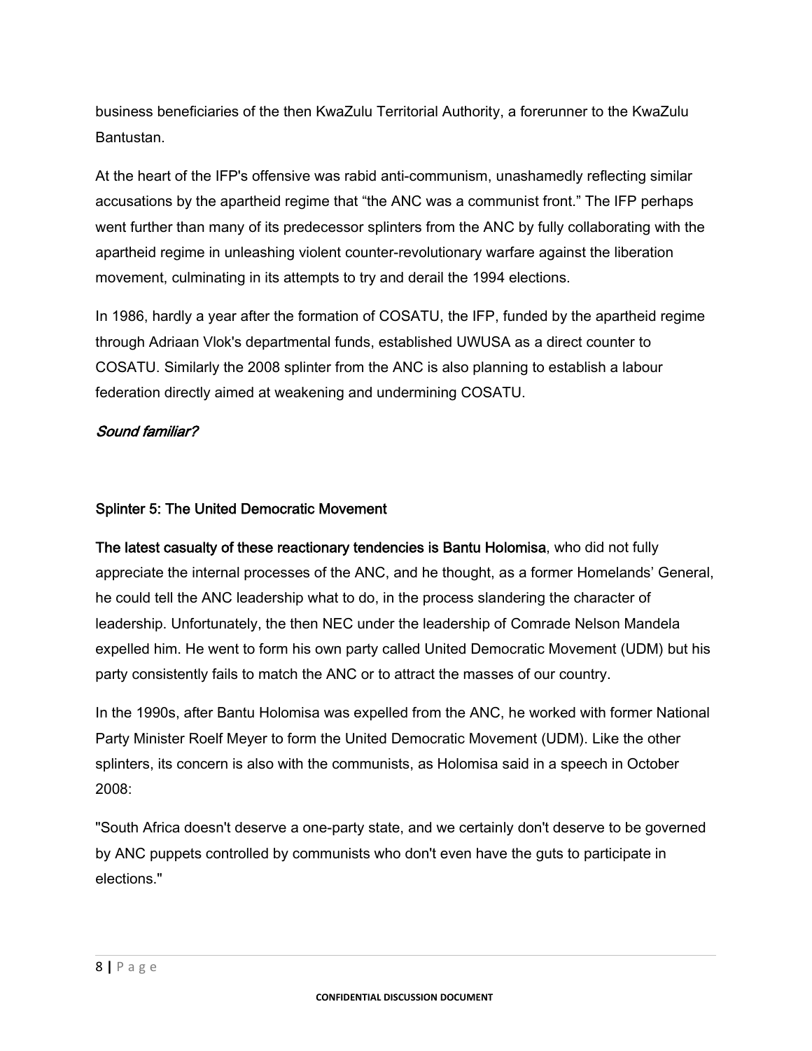business beneficiaries of the then KwaZulu Territorial Authority, a forerunner to the KwaZulu Bantustan.

At the heart of the IFP's offensive was rabid anti-communism, unashamedly reflecting similar accusations by the apartheid regime that “the ANC was a communist front.” The IFP perhaps went further than many of its predecessor splinters from the ANC by fully collaborating with the apartheid regime in unleashing violent counter-revolutionary warfare against the liberation movement, culminating in its attempts to try and derail the 1994 elections.

In 1986, hardly a year after the formation of COSATU, the IFP, funded by the apartheid regime through Adriaan Vlok's departmental funds, established UWUSA as a direct counter to COSATU. Similarly the 2008 splinter from the ANC is also planning to establish a labour federation directly aimed at weakening and undermining COSATU.

*Sound familiar?*

## Splinter 5: The United Democratic Movement

**The latest casualty of these reactionary tendencies is Bantu Holomisa**, who did not fully appreciate the internal processes of the ANC, and he thought, as a former Homelands’ General, he could tell the ANC leadership what to do, in the process slandering the character of leadership. Unfortunately, the then NEC under the leadership of Comrade Nelson Mandela expelled him. He went to form his own party called United Democratic Movement (UDM) but his party consistently fails to match the ANC or to attract the masses of our country.

In the 1990s, after Bantu Holomisa was expelled from the ANC, he worked with former National Party Minister Roelf Meyer to form the United Democratic Movement (UDM). Like the other splinters, its concern is also with the communists, as Holomisa said in a speech in October 2008:

"South Africa doesn't deserve a one-party state, and we certainly don't deserve to be governed by ANC puppets controlled by communists who don't even have the guts to participate in elections."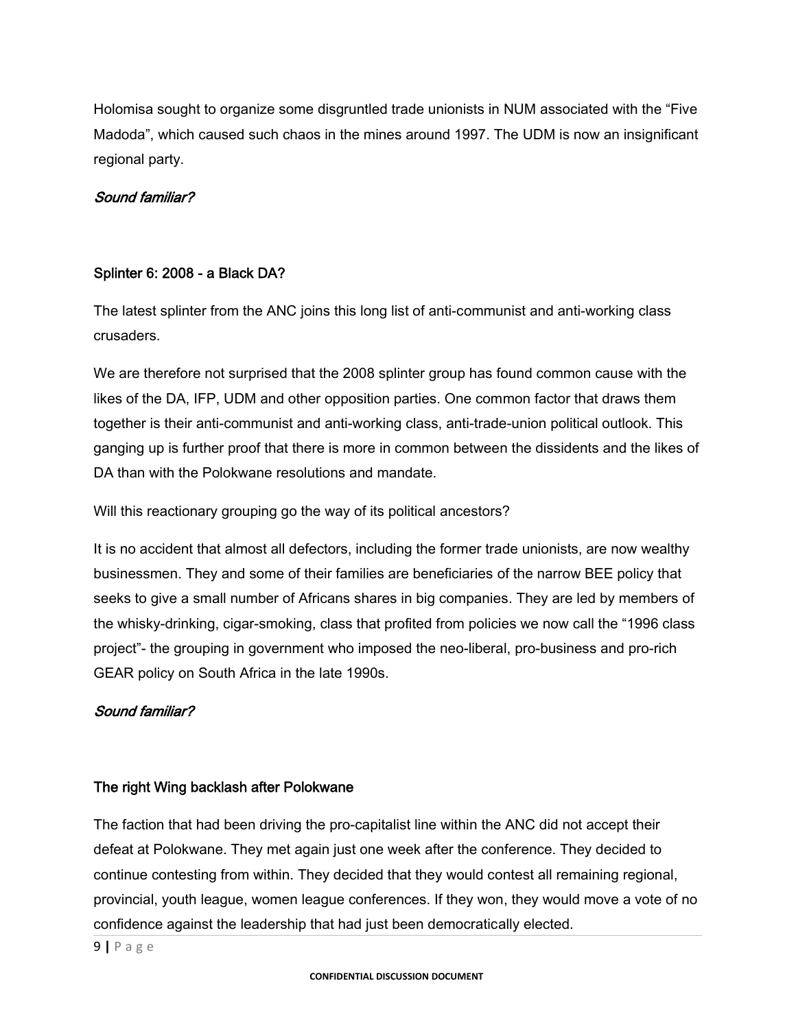Holomisa sought to organize some disgruntled trade unionists in NUM associated with the "Five Madoda", which caused such chaos in the mines around 1997. The UDM is now an insignificant regional party.

*Sound familiar?*

### Splinter 6: 2008 - a Black DA?

The latest splinter from the ANC joins this long list of anti-communist and anti-working class crusaders.

We are therefore not surprised that the 2008 splinter group has found common cause with the likes of the DA, IFP, UDM and other opposition parties. One common factor that draws them together is their anti-communist and anti-working class, anti-trade-union political outlook. This ganging up is further proof that there is more in common between the dissidents and the likes of DA than with the Polokwane resolutions and mandate.

Will this reactionary grouping go the way of its political ancestors?

It is no accident that almost all defectors, including the former trade unionists, are now wealthy businessmen. They and some of their families are beneficiaries of the narrow BEE policy that seeks to give a small number of Africans shares in big companies. They are led by members of the whisky-drinking, cigar-smoking, class that profited from policies we now call the "1996 class project"- the grouping in government who imposed the neo-liberal, pro-business and pro-rich GEAR policy on South Africa in the late 1990s.

*Sound familiar?*

### The right Wing backlash after Polokwane

The faction that had been driving the pro-capitalist line within the ANC did not accept their defeat at Polokwane. They met again just one week after the conference. They decided to continue contesting from within. They decided that they would contest all remaining regional, provincial, youth league, women league conferences. If they won, they would move a vote of no confidence against the leadership that had just been democratically elected.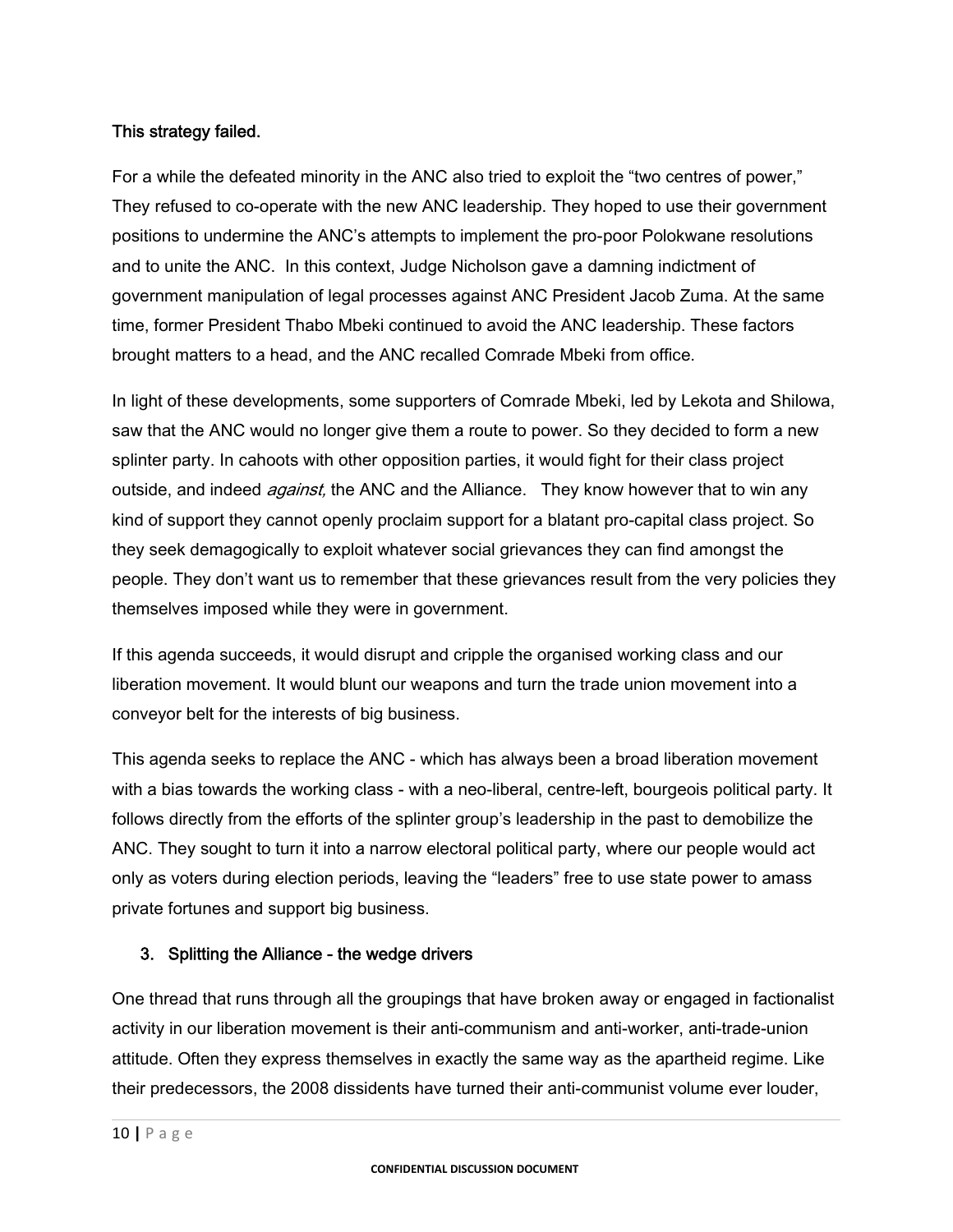This strategy failed.

For a while the defeated minority in the ANC also tried to exploit the "two centres of power," They refused to co-operate with the new ANC leadership. They hoped to use their government positions to undermine the ANC's attempts to implement the pro-poor Polokwane resolutions and to unite the ANC. In this context, Judge Nicholson gave a damning indictment of government manipulation of legal processes against ANC President Jacob Zuma. At the same time, former President Thabo Mbeki continued to avoid the ANC leadership. These factors brought matters to a head, and the ANC recalled Comrade Mbeki from office.

In light of these developments, some supporters of Comrade Mbeki, led by Lekota and Shilowa, saw that the ANC would no longer give them a route to power. So they decided to form a new splinter party. In cahoots with other opposition parties, it would fight for their class project outside, and indeed *against,* the ANC and the Alliance. They know however that to win any kind of support they cannot openly proclaim support for a blatant pro-capital class project. So they seek demagogically to exploit whatever social grievances they can find amongst the people. They don't want us to remember that these grievances result from the very policies they themselves imposed while they were in government.

If this agenda succeeds, it would disrupt and cripple the organised working class and our liberation movement. It would blunt our weapons and turn the trade union movement into a conveyor belt for the interests of big business.

This agenda seeks to replace the ANC - which has always been a broad liberation movement with a bias towards the working class - with a neo-liberal, centre-left, bourgeois political party. It follows directly from the efforts of the splinter group's leadership in the past to demobilize the ANC. They sought to turn it into a narrow electoral political party, where our people would act only as voters during election periods, leaving the "leaders" free to use state power to amass private fortunes and support big business.

3. Splitting the Alliance - the wedge drivers

One thread that runs through all the groupings that have broken away or engaged in factionalist activity in our liberation movement is their anti-communism and anti-worker, anti-trade-union attitude. Often they express themselves in exactly the same way as the apartheid regime. Like their predecessors, the 2008 dissidents have turned their anti-communist volume ever louder,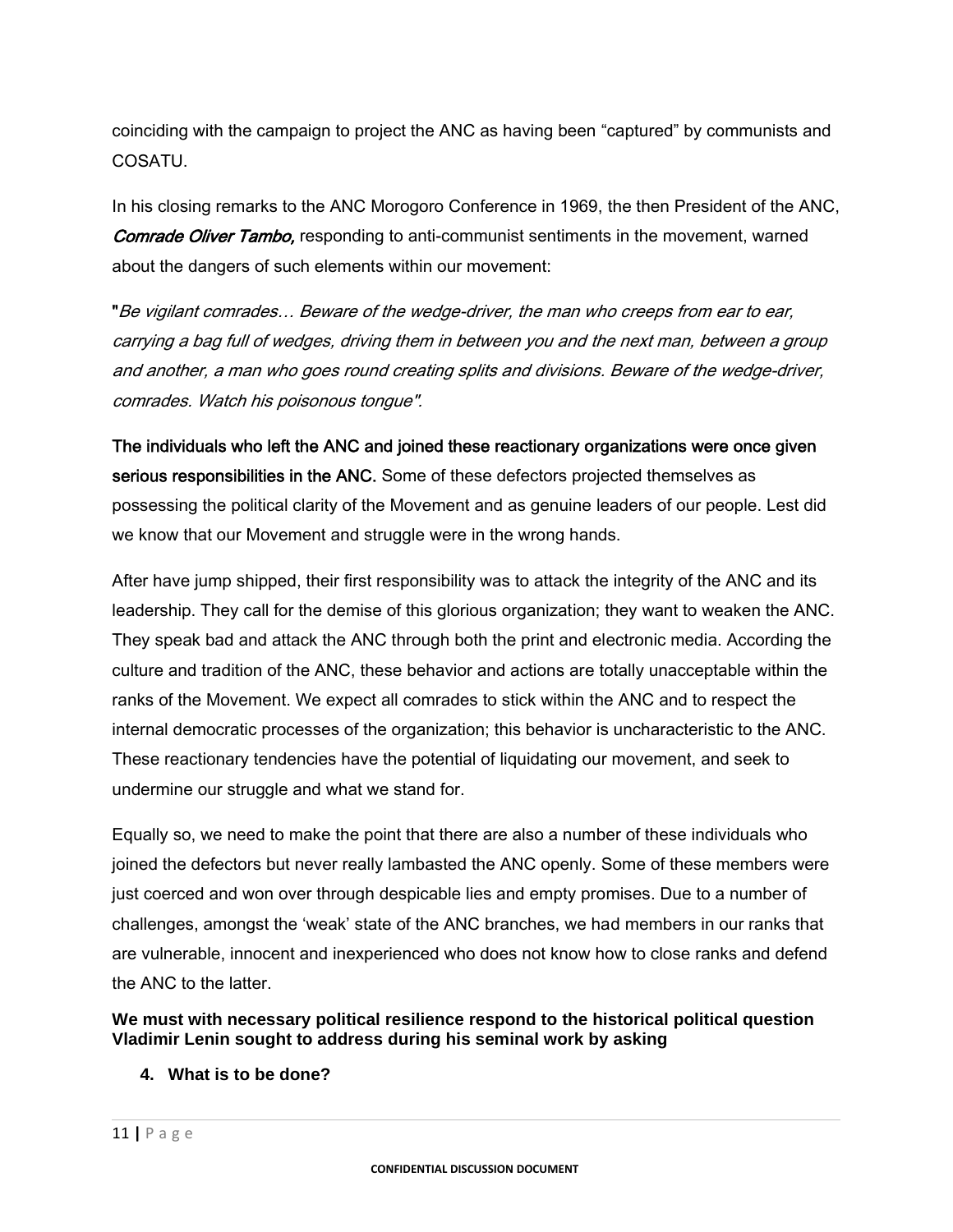coinciding with the campaign to project the ANC as having been "captured" by communists and COSATU.

In his closing remarks to the ANC Morogoro Conference in 1969, the then President of the ANC, ***Comrade Oliver Tambo,*** responding to anti-communist sentiments in the movement, warned about the dangers of such elements within our movement:

"*Be vigilant comrades… Beware of the wedge-driver, the man who creeps from ear to ear, carrying a bag full of wedges, driving them in between you and the next man, between a group and another, a man who goes round creating splits and divisions. Beware of the wedge-driver, comrades. Watch his poisonous tongue".*

**The individuals who left the ANC and joined these reactionary organizations were once given serious responsibilities in the ANC.** Some of these defectors projected themselves as possessing the political clarity of the Movement and as genuine leaders of our people. Lest did we know that our Movement and struggle were in the wrong hands.

After have jump shipped, their first responsibility was to attack the integrity of the ANC and its leadership. They call for the demise of this glorious organization; they want to weaken the ANC. They speak bad and attack the ANC through both the print and electronic media. According the culture and tradition of the ANC, these behavior and actions are totally unacceptable within the ranks of the Movement. We expect all comrades to stick within the ANC and to respect the internal democratic processes of the organization; this behavior is uncharacteristic to the ANC. These reactionary tendencies have the potential of liquidating our movement, and seek to undermine our struggle and what we stand for.

Equally so, we need to make the point that there are also a number of these individuals who joined the defectors but never really lambasted the ANC openly. Some of these members were just coerced and won over through despicable lies and empty promises. Due to a number of challenges, amongst the 'weak' state of the ANC branches, we had members in our ranks that are vulnerable, innocent and inexperienced who does not know how to close ranks and defend the ANC to the latter.

**We must with necessary political resilience respond to the historical political question Vladimir Lenin sought to address during his seminal work by asking**

## 4. What is to be done?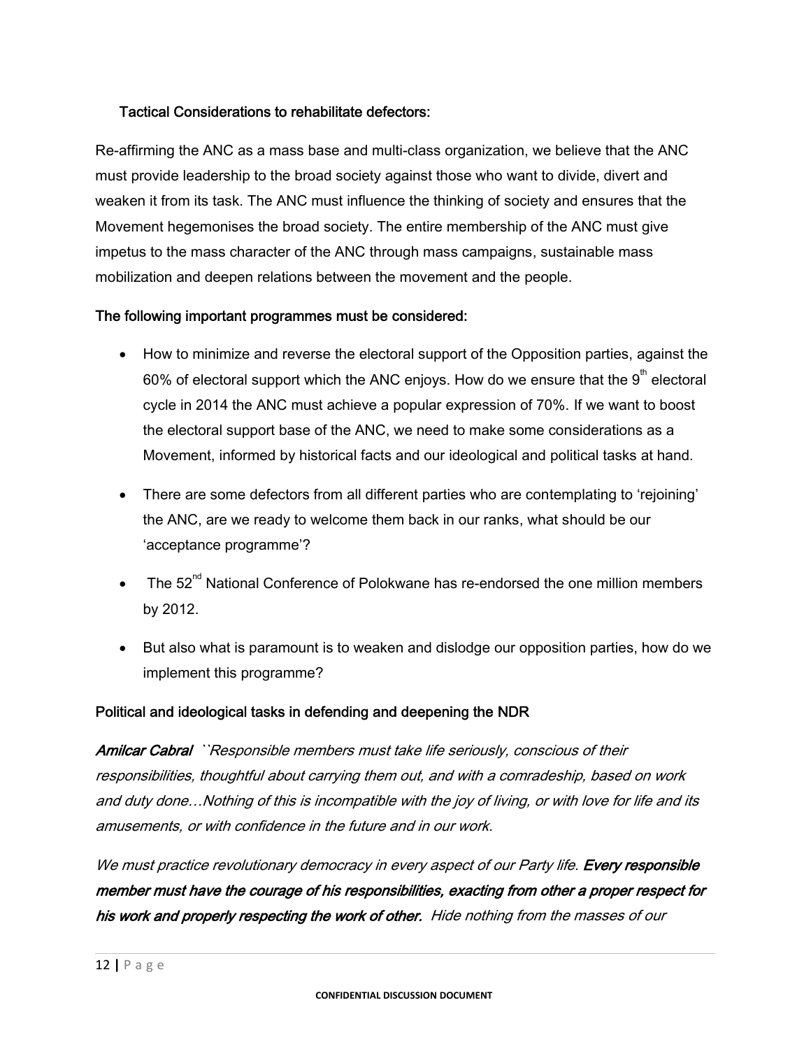**Tactical Considerations to rehabilitate defectors:**

Re-affirming the ANC as a mass base and multi-class organization, we believe that the ANC must provide leadership to the broad society against those who want to divide, divert and weaken it from its task. The ANC must influence the thinking of society and ensures that the Movement hegemonises the broad society. The entire membership of the ANC must give impetus to the mass character of the ANC through mass campaigns, sustainable mass mobilization and deepen relations between the movement and the people.

**The following important programmes must be considered:**

- How to minimize and reverse the electoral support of the Opposition parties, against the 60% of electoral support which the ANC enjoys. How do we ensure that the 9th electoral cycle in 2014 the ANC must achieve a popular expression of 70%. If we want to boost the electoral support base of the ANC, we need to make some considerations as a Movement, informed by historical facts and our ideological and political tasks at hand.
- There are some defectors from all different parties who are contemplating to 'rejoining' the ANC, are we ready to welcome them back in our ranks, what should be our 'acceptance programme'?
- The 52nd National Conference of Polokwane has re-endorsed the one million members by 2012.
- But also what is paramount is to weaken and dislodge our opposition parties, how do we implement this programme?

**Political and ideological tasks in defending and deepening the NDR**

***Amilcar Cabral*** *``Responsible members must take life seriously, conscious of their responsibilities, thoughtful about carrying them out, and with a comradeship, based on work and duty done…Nothing of this is incompatible with the joy of living, or with love for life and its amusements, or with confidence in the future and in our work.*

*We must practice revolutionary democracy in every aspect of our Party life.* ***Every responsible member must have the courage of his responsibilities, exacting from other a proper respect for his work and properly respecting the work of other.*** *Hide nothing from the masses of our*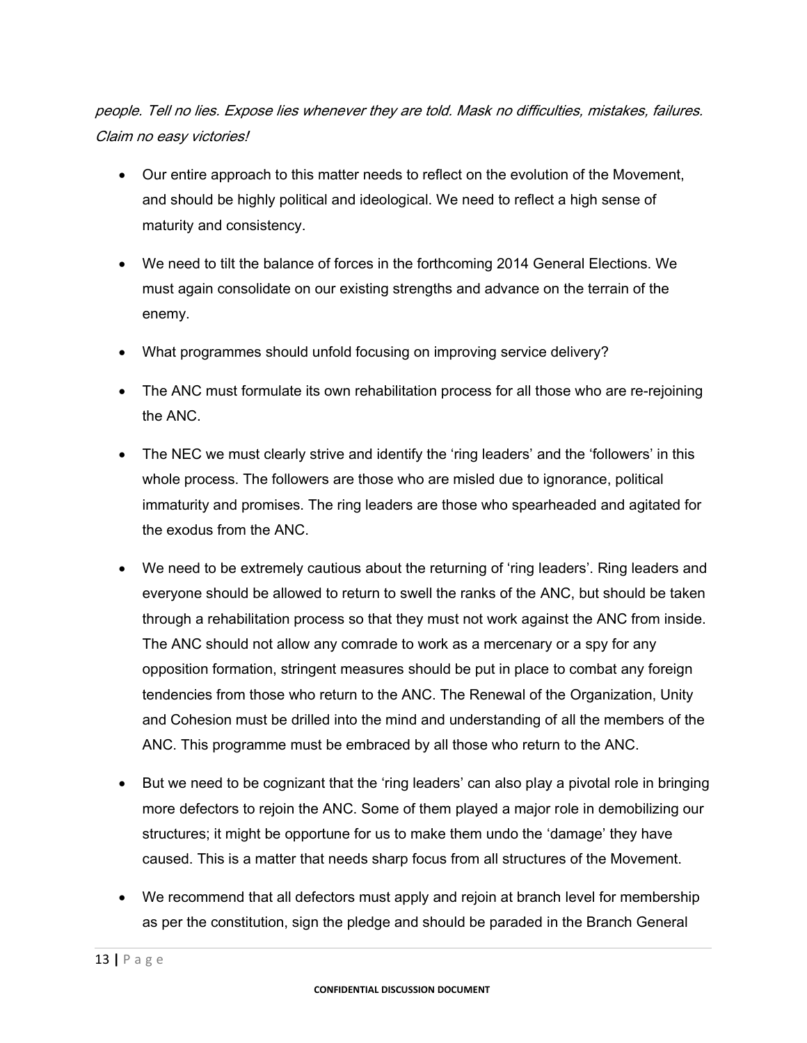*people. Tell no lies. Expose lies whenever they are told. Mask no difficulties, mistakes, failures. Claim no easy victories!*

- Our entire approach to this matter needs to reflect on the evolution of the Movement, and should be highly political and ideological. We need to reflect a high sense of maturity and consistency.

- We need to tilt the balance of forces in the forthcoming 2014 General Elections. We must again consolidate on our existing strengths and advance on the terrain of the enemy.

- What programmes should unfold focusing on improving service delivery?

- The ANC must formulate its own rehabilitation process for all those who are re-rejoining the ANC.

- The NEC we must clearly strive and identify the 'ring leaders' and the 'followers' in this whole process. The followers are those who are misled due to ignorance, political immaturity and promises. The ring leaders are those who spearheaded and agitated for the exodus from the ANC.

- We need to be extremely cautious about the returning of 'ring leaders'. Ring leaders and everyone should be allowed to return to swell the ranks of the ANC, but should be taken through a rehabilitation process so that they must not work against the ANC from inside. The ANC should not allow any comrade to work as a mercenary or a spy for any opposition formation, stringent measures should be put in place to combat any foreign tendencies from those who return to the ANC. The Renewal of the Organization, Unity and Cohesion must be drilled into the mind and understanding of all the members of the ANC. This programme must be embraced by all those who return to the ANC.

- But we need to be cognizant that the 'ring leaders' can also play a pivotal role in bringing more defectors to rejoin the ANC. Some of them played a major role in demobilizing our structures; it might be opportune for us to make them undo the 'damage' they have caused. This is a matter that needs sharp focus from all structures of the Movement.

- We recommend that all defectors must apply and rejoin at branch level for membership as per the constitution, sign the pledge and should be paraded in the Branch General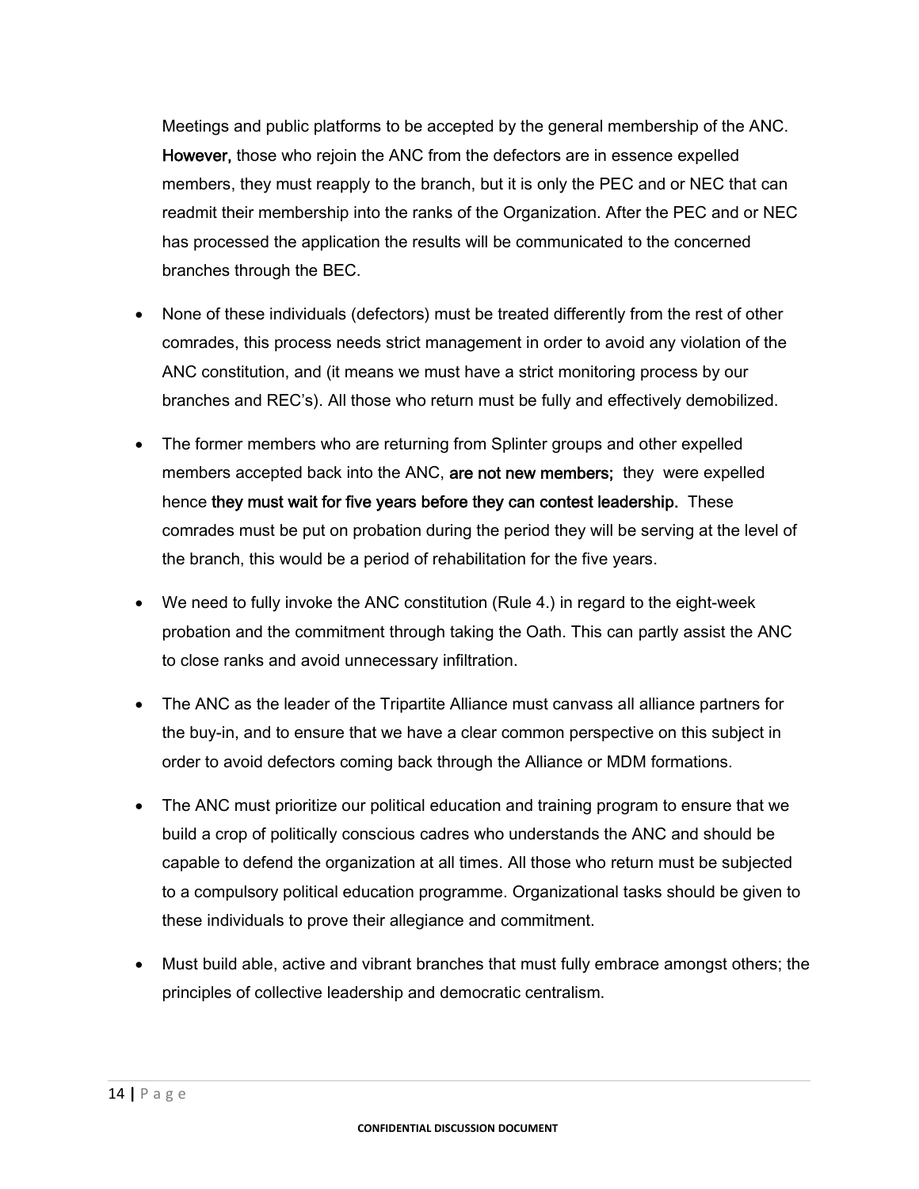Meetings and public platforms to be accepted by the general membership of the ANC. **However,** those who rejoin the ANC from the defectors are in essence expelled members, they must reapply to the branch, but it is only the PEC and or NEC that can readmit their membership into the ranks of the Organization. After the PEC and or NEC has processed the application the results will be communicated to the concerned branches through the BEC.

- None of these individuals (defectors) must be treated differently from the rest of other comrades, this process needs strict management in order to avoid any violation of the ANC constitution, and (it means we must have a strict monitoring process by our branches and REC's). All those who return must be fully and effectively demobilized.
- The former members who are returning from Splinter groups and other expelled members accepted back into the ANC, **are not new members;** they were expelled hence **they must wait for five years before they can contest leadership.** These comrades must be put on probation during the period they will be serving at the level of the branch, this would be a period of rehabilitation for the five years.
- We need to fully invoke the ANC constitution (Rule 4.) in regard to the eight-week probation and the commitment through taking the Oath. This can partly assist the ANC to close ranks and avoid unnecessary infiltration.
- The ANC as the leader of the Tripartite Alliance must canvass all alliance partners for the buy-in, and to ensure that we have a clear common perspective on this subject in order to avoid defectors coming back through the Alliance or MDM formations.
- The ANC must prioritize our political education and training program to ensure that we build a crop of politically conscious cadres who understands the ANC and should be capable to defend the organization at all times. All those who return must be subjected to a compulsory political education programme. Organizational tasks should be given to these individuals to prove their allegiance and commitment.
- Must build able, active and vibrant branches that must fully embrace amongst others; the principles of collective leadership and democratic centralism.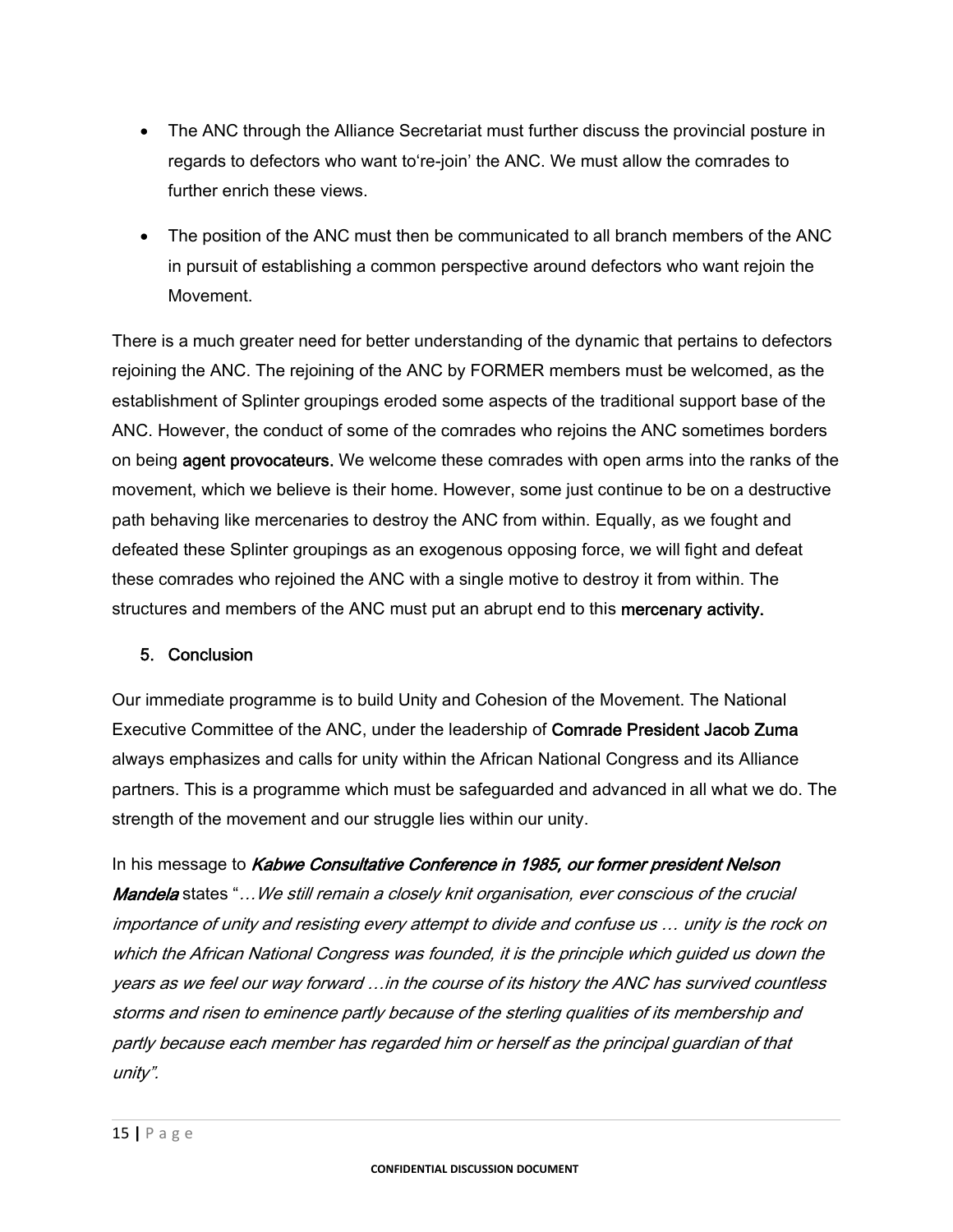- The ANC through the Alliance Secretariat must further discuss the provincial posture in regards to defectors who want to're-join' the ANC. We must allow the comrades to further enrich these views.
- The position of the ANC must then be communicated to all branch members of the ANC in pursuit of establishing a common perspective around defectors who want rejoin the Movement.

There is a much greater need for better understanding of the dynamic that pertains to defectors rejoining the ANC. The rejoining of the ANC by FORMER members must be welcomed, as the establishment of Splinter groupings eroded some aspects of the traditional support base of the ANC. However, the conduct of some of the comrades who rejoins the ANC sometimes borders on being **agent provocateurs.** We welcome these comrades with open arms into the ranks of the movement, which we believe is their home. However, some just continue to be on a destructive path behaving like mercenaries to destroy the ANC from within. Equally, as we fought and defeated these Splinter groupings as an exogenous opposing force, we will fight and defeat these comrades who rejoined the ANC with a single motive to destroy it from within. The structures and members of the ANC must put an abrupt end to this **mercenary activity.**

## 5. Conclusion

Our immediate programme is to build Unity and Cohesion of the Movement. The National Executive Committee of the ANC, under the leadership of **Comrade President Jacob Zuma** always emphasizes and calls for unity within the African National Congress and its Alliance partners. This is a programme which must be safeguarded and advanced in all what we do. The strength of the movement and our struggle lies within our unity.

In his message to ***Kabwe Consultative Conference in 1985, our former president Nelson Mandela*** states "*…We still remain a closely knit organisation, ever conscious of the crucial importance of unity and resisting every attempt to divide and confuse us … unity is the rock on which the African National Congress was founded, it is the principle which guided us down the years as we feel our way forward …in the course of its history the ANC has survived countless storms and risen to eminence partly because of the sterling qualities of its membership and partly because each member has regarded him or herself as the principal guardian of that unity".*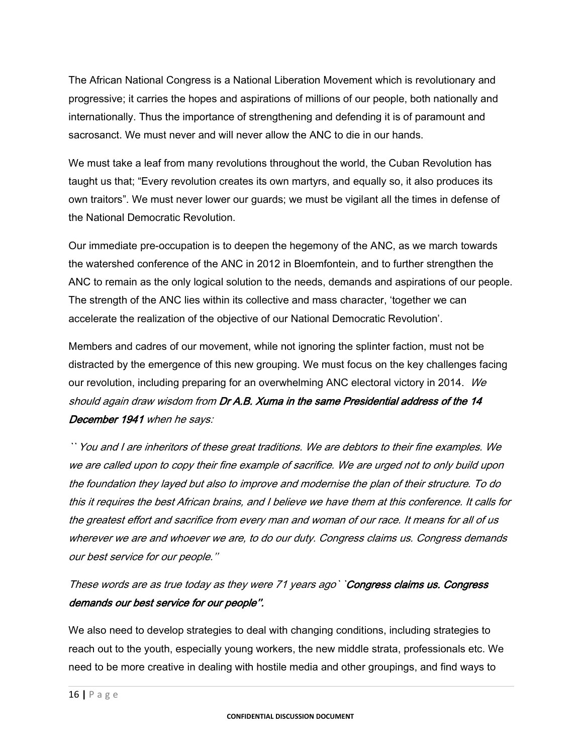The African National Congress is a National Liberation Movement which is revolutionary and progressive; it carries the hopes and aspirations of millions of our people, both nationally and internationally. Thus the importance of strengthening and defending it is of paramount and sacrosanct. We must never and will never allow the ANC to die in our hands.

We must take a leaf from many revolutions throughout the world, the Cuban Revolution has taught us that; "Every revolution creates its own martyrs, and equally so, it also produces its own traitors". We must never lower our guards; we must be vigilant all the times in defense of the National Democratic Revolution.

Our immediate pre-occupation is to deepen the hegemony of the ANC, as we march towards the watershed conference of the ANC in 2012 in Bloemfontein, and to further strengthen the ANC to remain as the only logical solution to the needs, demands and aspirations of our people. The strength of the ANC lies within its collective and mass character, 'together we can accelerate the realization of the objective of our National Democratic Revolution'.

Members and cadres of our movement, while not ignoring the splinter faction, must not be distracted by the emergence of this new grouping. We must focus on the key challenges facing our revolution, including preparing for an overwhelming ANC electoral victory in 2014. *We should again draw wisdom from **Dr A.B. Xuma in the same Presidential address of the 14 December 1941** when he says:*

*``You and I are inheritors of these great traditions. We are debtors to their fine examples. We we are called upon to copy their fine example of sacrifice. We are urged not to only build upon the foundation they layed but also to improve and modernise the plan of their structure. To do this it requires the best African brains, and I believe we have them at this conference. It calls for the greatest effort and sacrifice from every man and woman of our race. It means for all of us wherever we are and whoever we are, to do our duty. Congress claims us. Congress demands our best service for our people.''*

*These words are as true today as they were 71 years ago` `**Congress claims us. Congress demands our best service for our people''.***

We also need to develop strategies to deal with changing conditions, including strategies to reach out to the youth, especially young workers, the new middle strata, professionals etc. We need to be more creative in dealing with hostile media and other groupings, and find ways to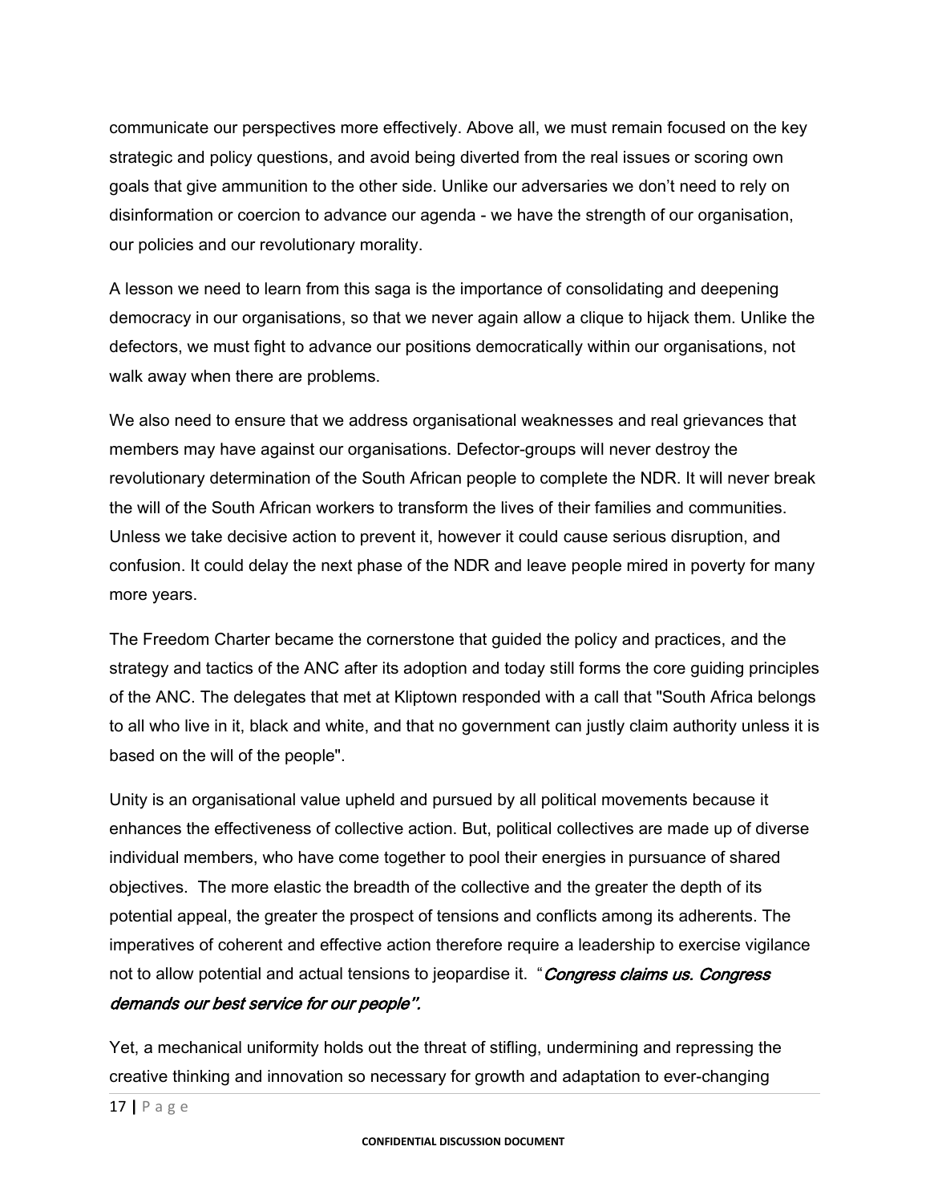communicate our perspectives more effectively. Above all, we must remain focused on the key strategic and policy questions, and avoid being diverted from the real issues or scoring own goals that give ammunition to the other side. Unlike our adversaries we don't need to rely on disinformation or coercion to advance our agenda - we have the strength of our organisation, our policies and our revolutionary morality.

A lesson we need to learn from this saga is the importance of consolidating and deepening democracy in our organisations, so that we never again allow a clique to hijack them. Unlike the defectors, we must fight to advance our positions democratically within our organisations, not walk away when there are problems.

We also need to ensure that we address organisational weaknesses and real grievances that members may have against our organisations. Defector-groups will never destroy the revolutionary determination of the South African people to complete the NDR. It will never break the will of the South African workers to transform the lives of their families and communities. Unless we take decisive action to prevent it, however it could cause serious disruption, and confusion. It could delay the next phase of the NDR and leave people mired in poverty for many more years.

The Freedom Charter became the cornerstone that guided the policy and practices, and the strategy and tactics of the ANC after its adoption and today still forms the core guiding principles of the ANC. The delegates that met at Kliptown responded with a call that "South Africa belongs to all who live in it, black and white, and that no government can justly claim authority unless it is based on the will of the people".

Unity is an organisational value upheld and pursued by all political movements because it enhances the effectiveness of collective action. But, political collectives are made up of diverse individual members, who have come together to pool their energies in pursuance of shared objectives. The more elastic the breadth of the collective and the greater the depth of its potential appeal, the greater the prospect of tensions and conflicts among its adherents. The imperatives of coherent and effective action therefore require a leadership to exercise vigilance not to allow potential and actual tensions to jeopardise it. "***Congress claims us. Congress demands our best service for our people".***

Yet, a mechanical uniformity holds out the threat of stifling, undermining and repressing the creative thinking and innovation so necessary for growth and adaptation to ever-changing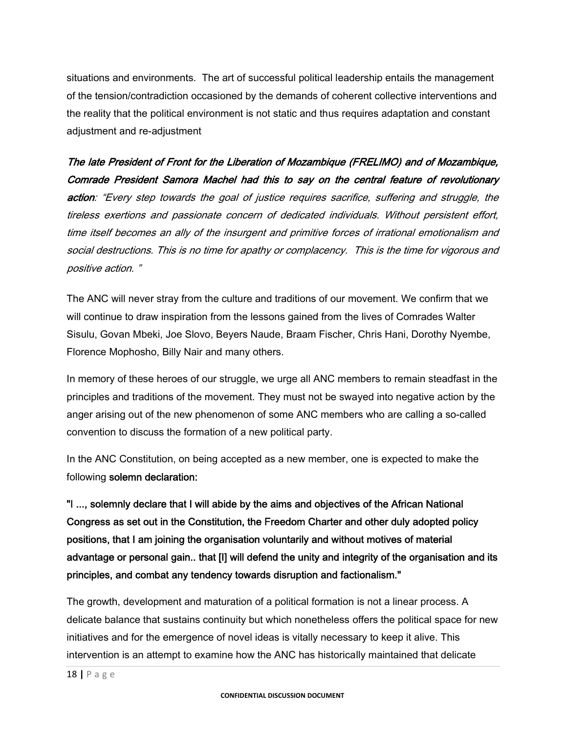situations and environments. The art of successful political leadership entails the management of the tension/contradiction occasioned by the demands of coherent collective interventions and the reality that the political environment is not static and thus requires adaptation and constant adjustment and re-adjustment

***The late President of Front for the Liberation of Mozambique (FRELIMO) and of Mozambique, Comrade President Samora Machel had this to say on the central feature of revolutionary action***: *"Every step towards the goal of justice requires sacrifice, suffering and struggle, the tireless exertions and passionate concern of dedicated individuals. Without persistent effort, time itself becomes an ally of the insurgent and primitive forces of irrational emotionalism and social destructions. This is no time for apathy or complacency. This is the time for vigorous and positive action. "*

The ANC will never stray from the culture and traditions of our movement. We confirm that we will continue to draw inspiration from the lessons gained from the lives of Comrades Walter Sisulu, Govan Mbeki, Joe Slovo, Beyers Naude, Braam Fischer, Chris Hani, Dorothy Nyembe, Florence Mophosho, Billy Nair and many others.

In memory of these heroes of our struggle, we urge all ANC members to remain steadfast in the principles and traditions of the movement. They must not be swayed into negative action by the anger arising out of the new phenomenon of some ANC members who are calling a so-called convention to discuss the formation of a new political party.

In the ANC Constitution, on being accepted as a new member, one is expected to make the following **solemn declaration:**

**"I ..., solemnly declare that I will abide by the aims and objectives of the African National Congress as set out in the Constitution, the Freedom Charter and other duly adopted policy positions, that I am joining the organisation voluntarily and without motives of material advantage or personal gain.. that [I] will defend the unity and integrity of the organisation and its principles, and combat any tendency towards disruption and factionalism."**

The growth, development and maturation of a political formation is not a linear process. A delicate balance that sustains continuity but which nonetheless offers the political space for new initiatives and for the emergence of novel ideas is vitally necessary to keep it alive. This intervention is an attempt to examine how the ANC has historically maintained that delicate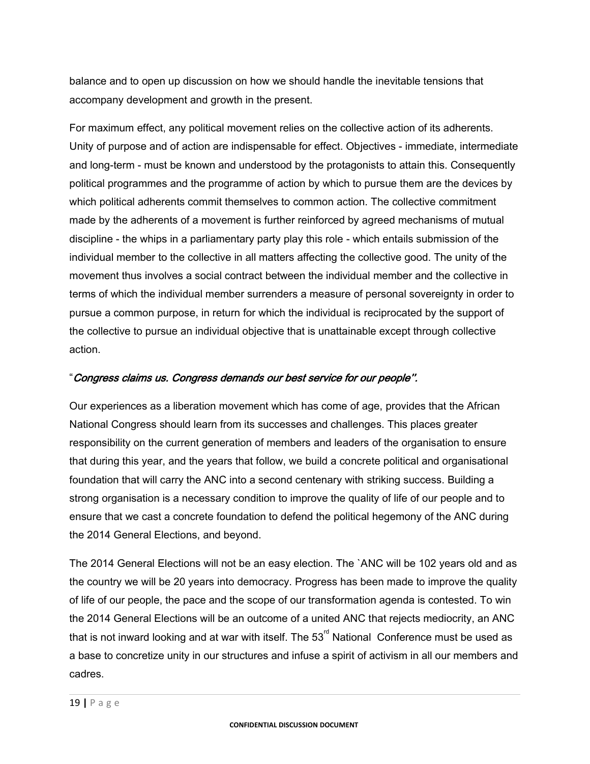balance and to open up discussion on how we should handle the inevitable tensions that accompany development and growth in the present.

For maximum effect, any political movement relies on the collective action of its adherents. Unity of purpose and of action are indispensable for effect. Objectives - immediate, intermediate and long-term - must be known and understood by the protagonists to attain this. Consequently political programmes and the programme of action by which to pursue them are the devices by which political adherents commit themselves to common action. The collective commitment made by the adherents of a movement is further reinforced by agreed mechanisms of mutual discipline - the whips in a parliamentary party play this role - which entails submission of the individual member to the collective in all matters affecting the collective good. The unity of the movement thus involves a social contract between the individual member and the collective in terms of which the individual member surrenders a measure of personal sovereignty in order to pursue a common purpose, in return for which the individual is reciprocated by the support of the collective to pursue an individual objective that is unattainable except through collective action.

"*Congress claims us. Congress demands our best service for our people".*

Our experiences as a liberation movement which has come of age, provides that the African National Congress should learn from its successes and challenges. This places greater responsibility on the current generation of members and leaders of the organisation to ensure that during this year, and the years that follow, we build a concrete political and organisational foundation that will carry the ANC into a second centenary with striking success. Building a strong organisation is a necessary condition to improve the quality of life of our people and to ensure that we cast a concrete foundation to defend the political hegemony of the ANC during the 2014 General Elections, and beyond.

The 2014 General Elections will not be an easy election. The `ANC will be 102 years old and as the country we will be 20 years into democracy. Progress has been made to improve the quality of life of our people, the pace and the scope of our transformation agenda is contested. To win the 2014 General Elections will be an outcome of a united ANC that rejects mediocrity, an ANC that is not inward looking and at war with itself. The 53rd National Conference must be used as a base to concretize unity in our structures and infuse a spirit of activism in all our members and cadres.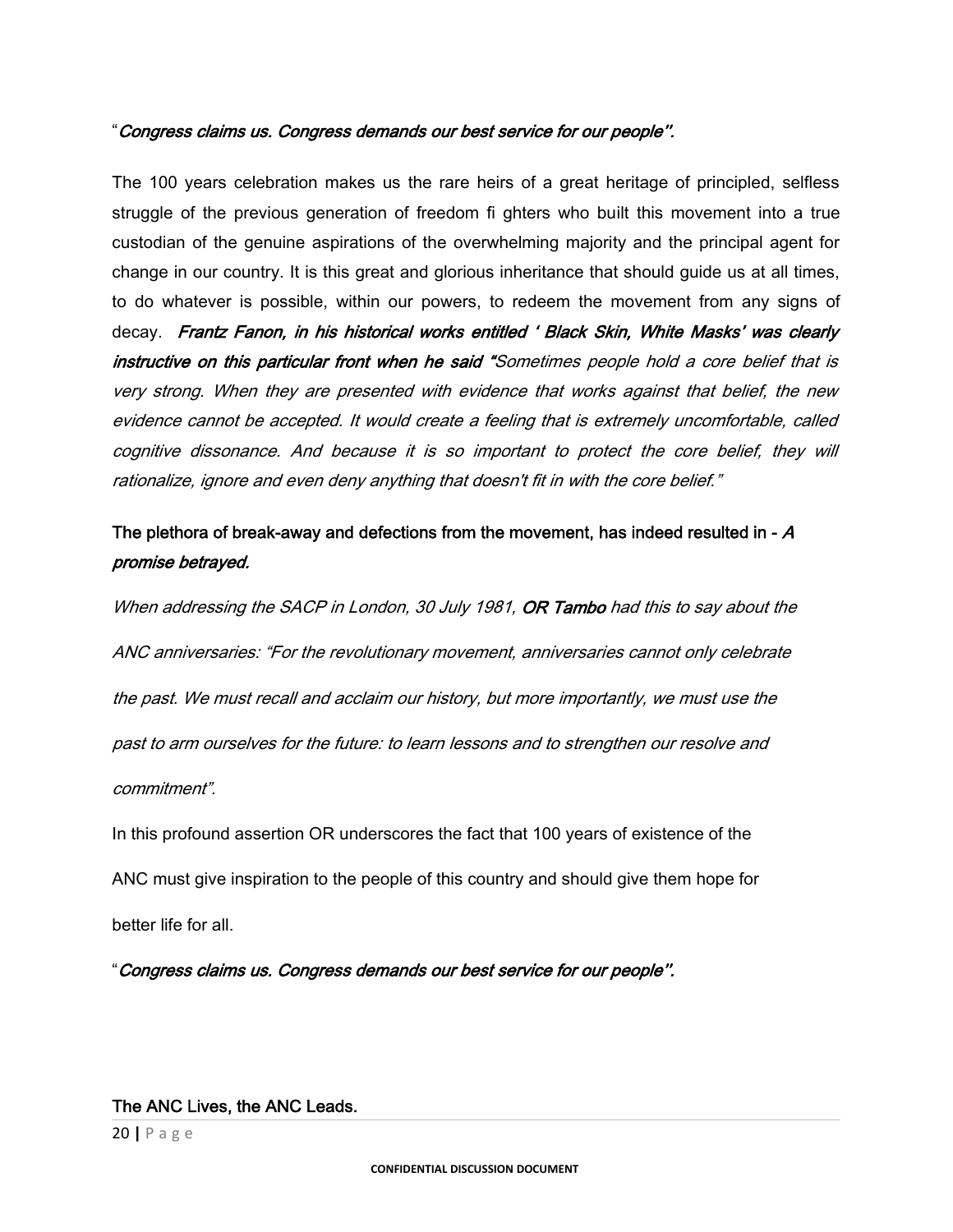"*Congress claims us. Congress demands our best service for our people".*

The 100 years celebration makes us the rare heirs of a great heritage of principled, selfless struggle of the previous generation of freedom fi ghters who built this movement into a true custodian of the genuine aspirations of the overwhelming majority and the principal agent for change in our country. It is this great and glorious inheritance that should guide us at all times, to do whatever is possible, within our powers, to redeem the movement from any signs of decay. ***Frantz Fanon, in his historical works entitled ' Black Skin, White Masks' was clearly instructive on this particular front when he said "****Sometimes people hold a core belief that is very strong. When they are presented with evidence that works against that belief, the new evidence cannot be accepted. It would create a feeling that is extremely uncomfortable, called cognitive dissonance. And because it is so important to protect the core belief, they will rationalize, ignore and even deny anything that doesn't fit in with the core belief."*

**The plethora of break-away and defections from the movement, has indeed resulted in - *A promise betrayed.***

*When addressing the SACP in London, 30 July 1981,* ***OR Tambo*** *had this to say about the ANC anniversaries: "For the revolutionary movement, anniversaries cannot only celebrate the past. We must recall and acclaim our history, but more importantly, we must use the past to arm ourselves for the future: to learn lessons and to strengthen our resolve and commitment".*

In this profound assertion OR underscores the fact that 100 years of existence of the ANC must give inspiration to the people of this country and should give them hope for better life for all.

"*Congress claims us. Congress demands our best service for our people".*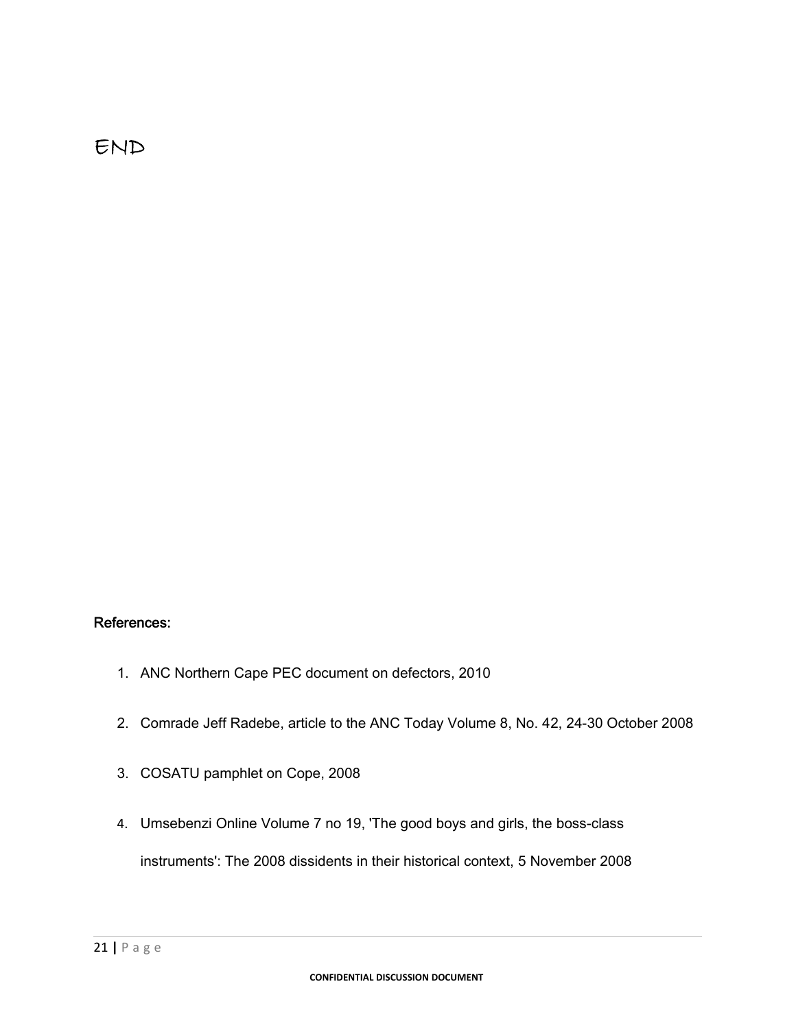END

**References:**

1. ANC Northern Cape PEC document on defectors, 2010
2. Comrade Jeff Radebe, article to the ANC Today Volume 8, No. 42, 24-30 October 2008
3. COSATU pamphlet on Cope, 2008
4. Umsebenzi Online Volume 7 no 19, 'The good boys and girls, the boss-class instruments': The 2008 dissidents in their historical context, 5 November 2008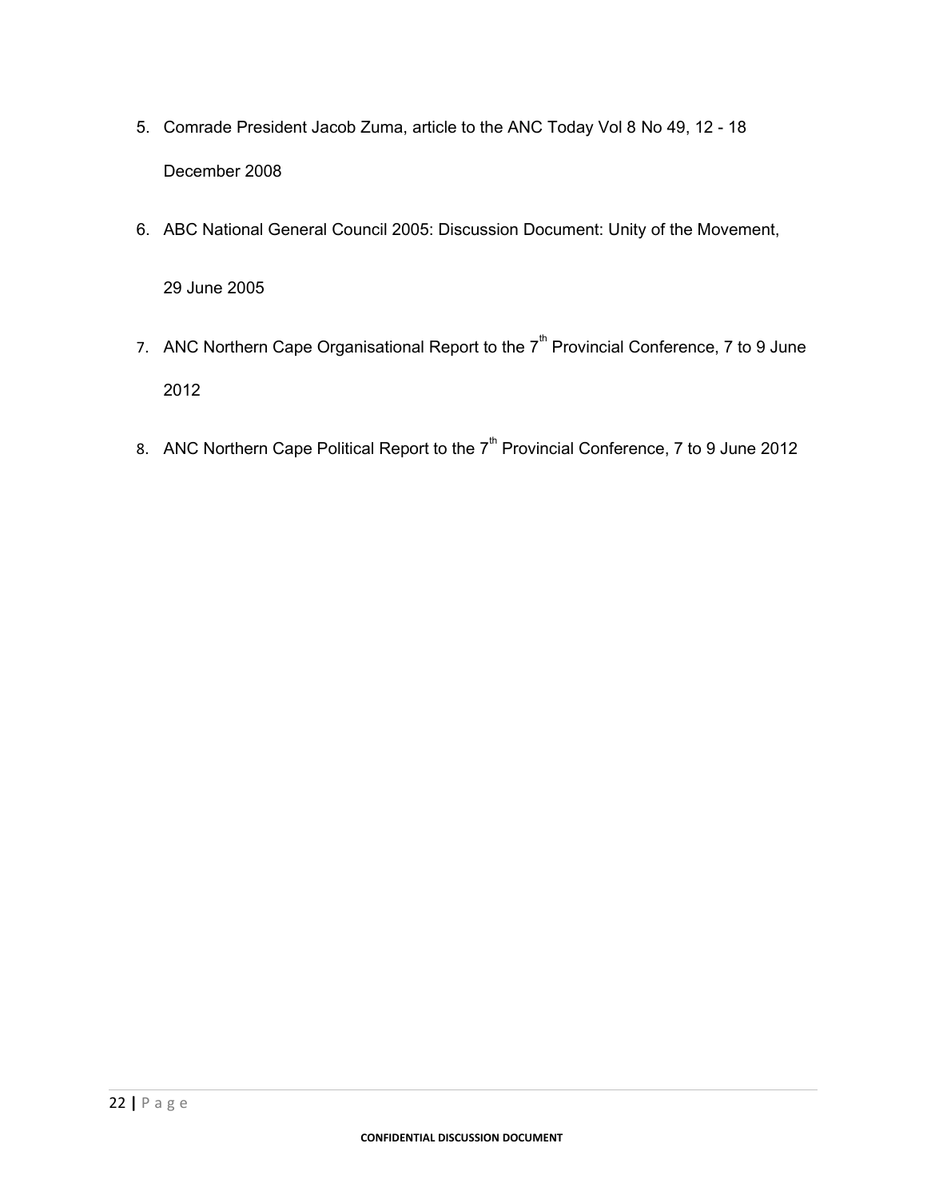5. Comrade President Jacob Zuma, article to the ANC Today Vol 8 No 49, 12 - 18 December 2008
6. ABC National General Council 2005: Discussion Document: Unity of the Movement, 29 June 2005
7. ANC Northern Cape Organisational Report to the 7th Provincial Conference, 7 to 9 June 2012
8. ANC Northern Cape Political Report to the 7th Provincial Conference, 7 to 9 June 2012

**CONFIDENTIAL DISCUSSION DOCUMENT**